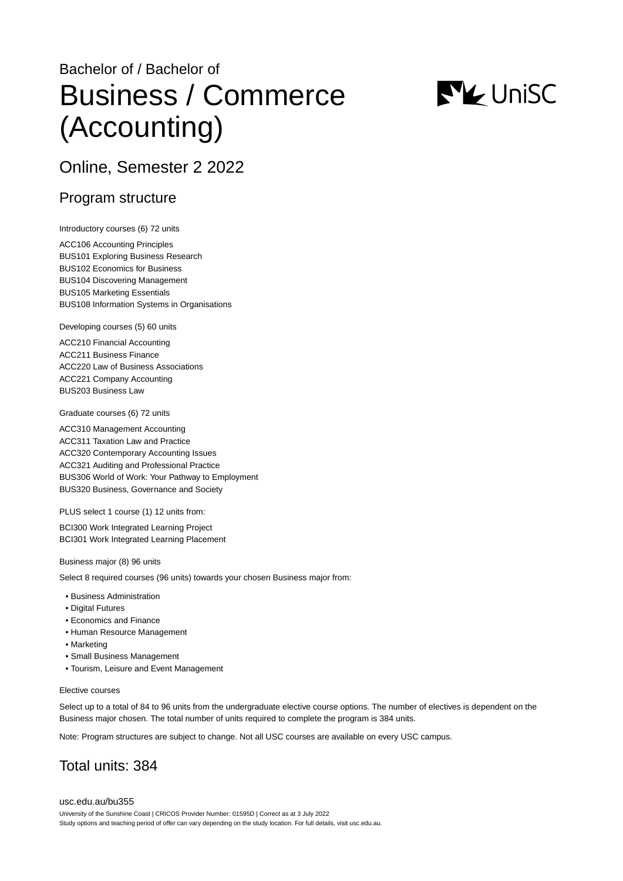Bachelor of / Bachelor of

# Business / Commerce (Accounting)

## Online, Semester 2 2022

### Program structure

Introductory courses (6) 72 units

ACC106 Accounting Principles
BUS101 Exploring Business Research
BUS102 Economics for Business
BUS104 Discovering Management
BUS105 Marketing Essentials
BUS108 Information Systems in Organisations

Developing courses (5) 60 units

ACC210 Financial Accounting
ACC211 Business Finance
ACC220 Law of Business Associations
ACC221 Company Accounting
BUS203 Business Law

Graduate courses (6) 72 units

ACC310 Management Accounting
ACC311 Taxation Law and Practice
ACC320 Contemporary Accounting Issues
ACC321 Auditing and Professional Practice
BUS306 World of Work: Your Pathway to Employment
BUS320 Business, Governance and Society

PLUS select 1 course (1) 12 units from:

BCI300 Work Integrated Learning Project
BCI301 Work Integrated Learning Placement

Business major (8) 96 units

Select 8 required courses (96 units) towards your chosen Business major from:

- Business Administration
- Digital Futures
- Economics and Finance
- Human Resource Management
- Marketing
- Small Business Management
- Tourism, Leisure and Event Management

Elective courses

Select up to a total of 84 to 96 units from the undergraduate elective course options. The number of electives is dependent on the Business major chosen. The total number of units required to complete the program is 384 units.

Note: Program structures are subject to change. Not all USC courses are available on every USC campus.

## Total units: 384

usc.edu.au/bu355

University of the Sunshine Coast | CRICOS Provider Number: 01595D | Correct as at 3 July 2022
Study options and teaching period of offer can vary depending on the study location. For full details, visit usc.edu.au.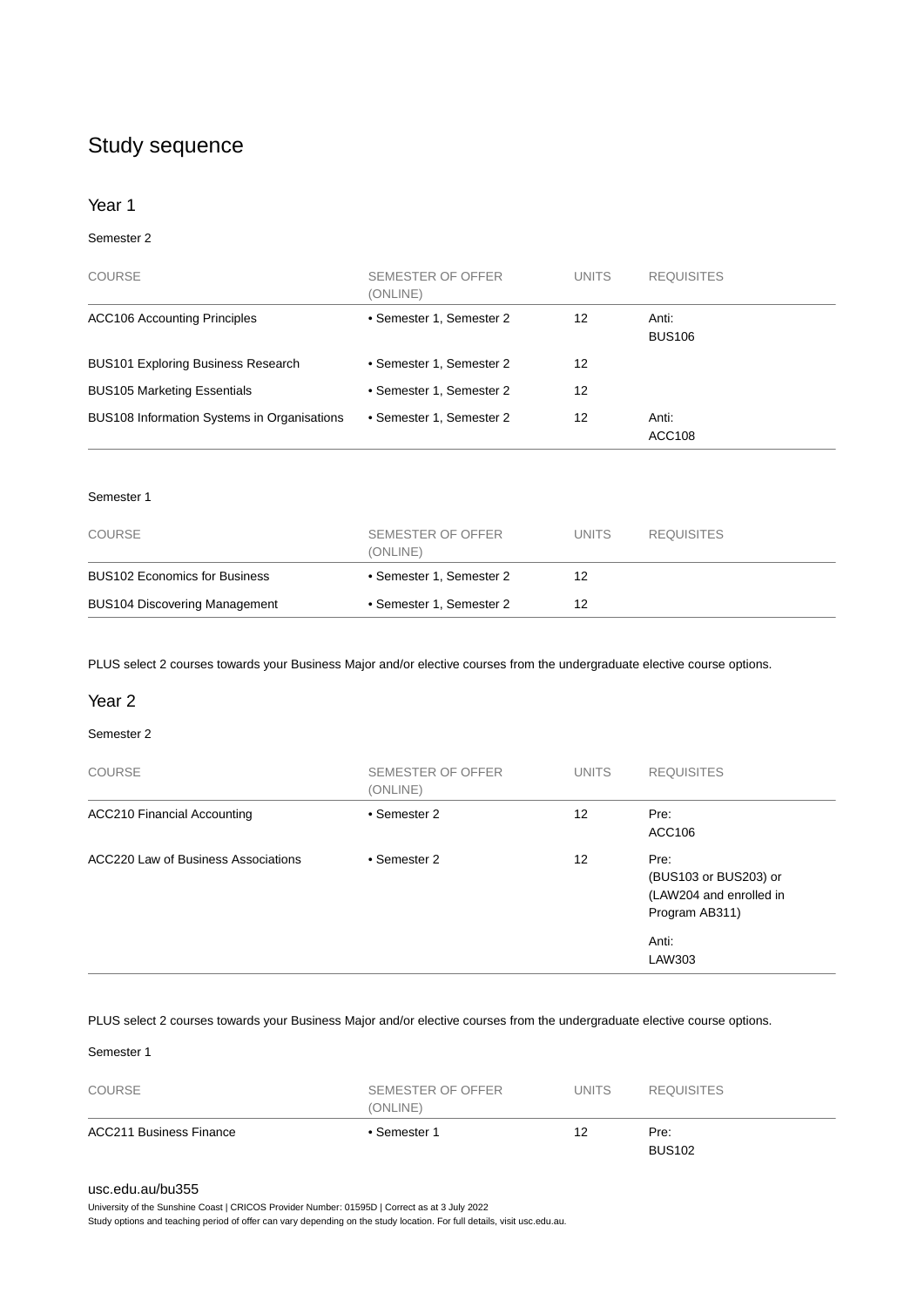## Study sequence

### Year 1

Semester 2

| COURSE | SEMESTER OF OFFER (ONLINE) | UNITS | REQUISITES |
|---|---|---|---|
| ACC106 Accounting Principles | • Semester 1, Semester 2 | 12 | Anti: BUS106 |
| BUS101 Exploring Business Research | • Semester 1, Semester 2 | 12 | |
| BUS105 Marketing Essentials | • Semester 1, Semester 2 | 12 | |
| BUS108 Information Systems in Organisations | • Semester 1, Semester 2 | 12 | Anti: ACC108 |

Semester 1

| COURSE | SEMESTER OF OFFER (ONLINE) | UNITS | REQUISITES |
|---|---|---|---|
| BUS102 Economics for Business | • Semester 1, Semester 2 | 12 | |
| BUS104 Discovering Management | • Semester 1, Semester 2 | 12 | |

PLUS select 2 courses towards your Business Major and/or elective courses from the undergraduate elective course options.

### Year 2

Semester 2

| COURSE | SEMESTER OF OFFER (ONLINE) | UNITS | REQUISITES |
|---|---|---|---|
| ACC210 Financial Accounting | • Semester 2 | 12 | Pre: ACC106 |
| ACC220 Law of Business Associations | • Semester 2 | 12 | Pre: (BUS103 or BUS203) or (LAW204 and enrolled in Program AB311) Anti: LAW303 |

PLUS select 2 courses towards your Business Major and/or elective courses from the undergraduate elective course options.

Semester 1

| COURSE | SEMESTER OF OFFER (ONLINE) | UNITS | REQUISITES |
|---|---|---|---|
| ACC211 Business Finance | • Semester 1 | 12 | Pre: BUS102 |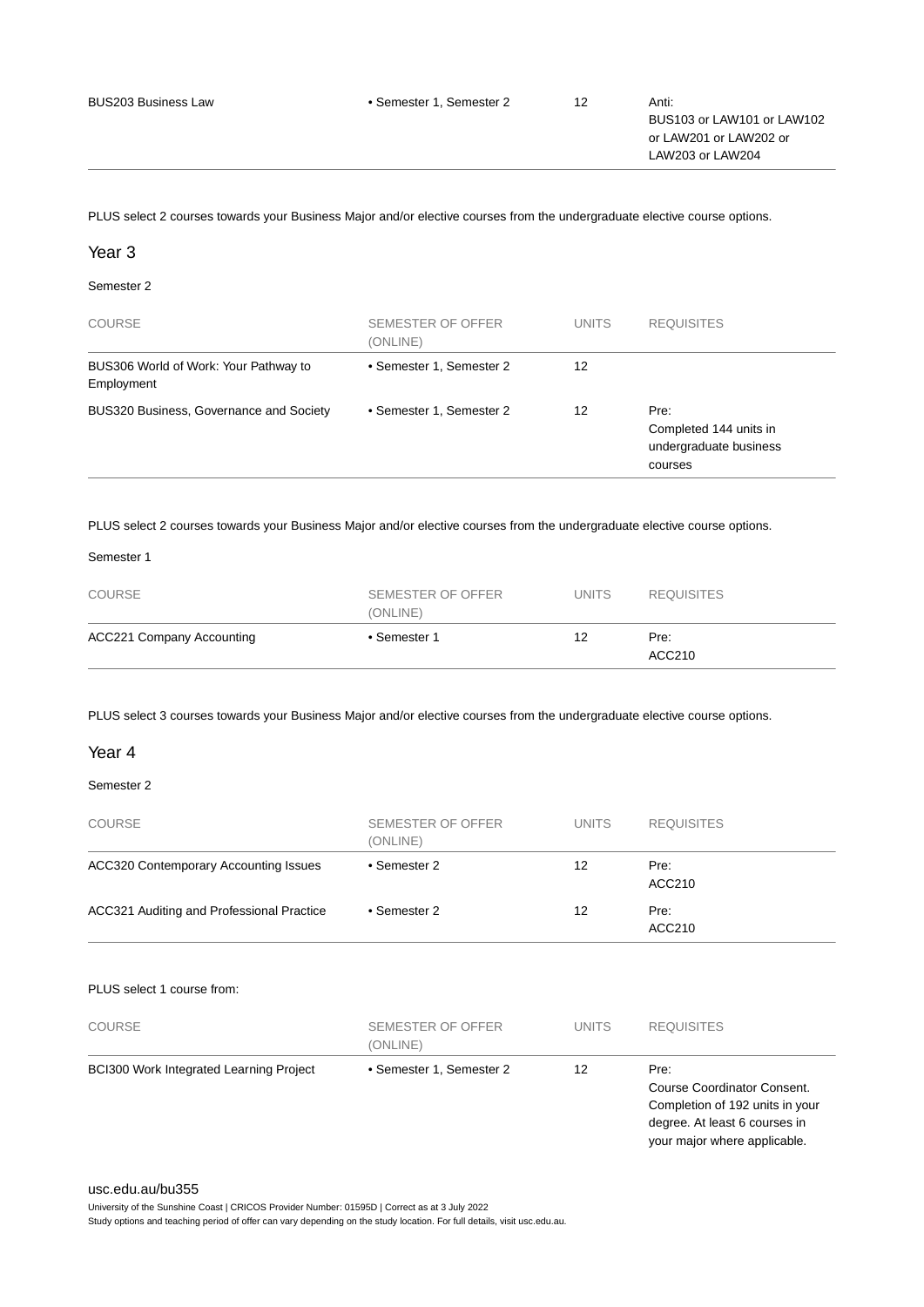| COURSE | SEMESTER OF OFFER (ONLINE) | UNITS | REQUISITES |
| --- | --- | --- | --- |
| BUS203 Business Law | • Semester 1, Semester 2 | 12 | Anti: BUS103 or LAW101 or LAW102 or LAW201 or LAW202 or LAW203 or LAW204 |

PLUS select 2 courses towards your Business Major and/or elective courses from the undergraduate elective course options.

## Year 3

Semester 2

| COURSE | SEMESTER OF OFFER (ONLINE) | UNITS | REQUISITES |
| --- | --- | --- | --- |
| BUS306 World of Work: Your Pathway to Employment | • Semester 1, Semester 2 | 12 | |
| BUS320 Business, Governance and Society | • Semester 1, Semester 2 | 12 | Pre: Completed 144 units in undergraduate business courses |

PLUS select 2 courses towards your Business Major and/or elective courses from the undergraduate elective course options.

Semester 1

| COURSE | SEMESTER OF OFFER (ONLINE) | UNITS | REQUISITES |
| --- | --- | --- | --- |
| ACC221 Company Accounting | • Semester 1 | 12 | Pre: ACC210 |

PLUS select 3 courses towards your Business Major and/or elective courses from the undergraduate elective course options.

## Year 4

Semester 2

| COURSE | SEMESTER OF OFFER (ONLINE) | UNITS | REQUISITES |
| --- | --- | --- | --- |
| ACC320 Contemporary Accounting Issues | • Semester 2 | 12 | Pre: ACC210 |
| ACC321 Auditing and Professional Practice | • Semester 2 | 12 | Pre: ACC210 |

PLUS select 1 course from:

| COURSE | SEMESTER OF OFFER (ONLINE) | UNITS | REQUISITES |
| --- | --- | --- | --- |
| BCI300 Work Integrated Learning Project | • Semester 1, Semester 2 | 12 | Pre: Course Coordinator Consent. Completion of 192 units in your degree. At least 6 courses in your major where applicable. |

usc.edu.au/bu355

University of the Sunshine Coast | CRICOS Provider Number: 01595D | Correct as at 3 July 2022

Study options and teaching period of offer can vary depending on the study location. For full details, visit usc.edu.au.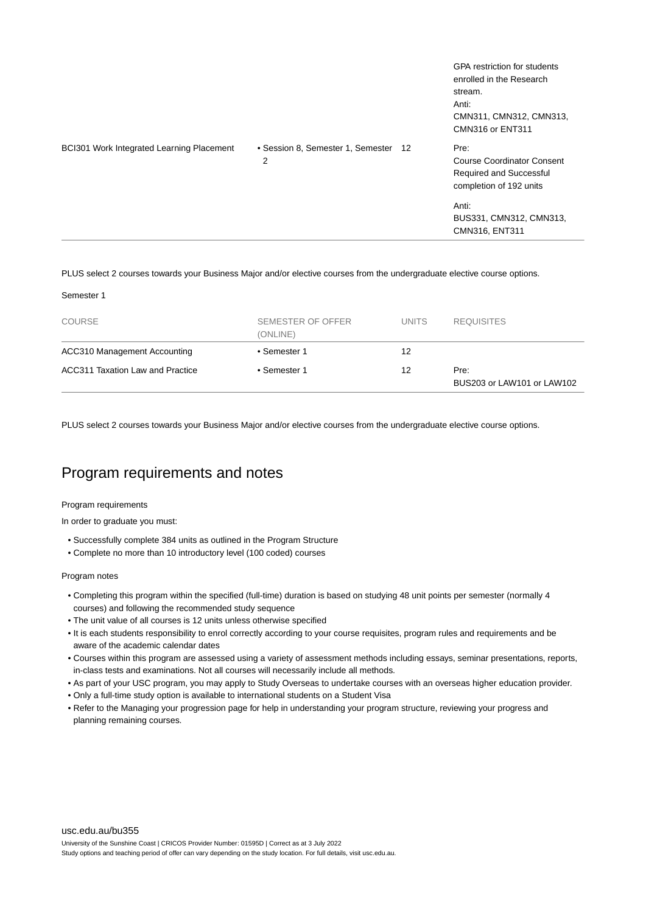| | | | |
|---|---|---|---|
| | | | GPA restriction for students enrolled in the Research stream.<br>Anti:<br>CMN311, CMN312, CMN313, CMN316 or ENT311 |
| BCI301 Work Integrated Learning Placement | • Session 8, Semester 1, Semester 2 | 12 | Pre:<br>Course Coordinator Consent Required and Successful completion of 192 units<br>Anti:<br>BUS331, CMN312, CMN313, CMN316, ENT311 |

PLUS select 2 courses towards your Business Major and/or elective courses from the undergraduate elective course options.

Semester 1

| COURSE | SEMESTER OF OFFER (ONLINE) | UNITS | REQUISITES |
|---|---|---|---|
| ACC310 Management Accounting | • Semester 1 | 12 | |
| ACC311 Taxation Law and Practice | • Semester 1 | 12 | Pre:<br>BUS203 or LAW101 or LAW102 |

PLUS select 2 courses towards your Business Major and/or elective courses from the undergraduate elective course options.

## Program requirements and notes

Program requirements

In order to graduate you must:

- Successfully complete 384 units as outlined in the Program Structure
- Complete no more than 10 introductory level (100 coded) courses

Program notes

- Completing this program within the specified (full-time) duration is based on studying 48 unit points per semester (normally 4 courses) and following the recommended study sequence
- The unit value of all courses is 12 units unless otherwise specified
- It is each students responsibility to enrol correctly according to your course requisites, program rules and requirements and be aware of the academic calendar dates
- Courses within this program are assessed using a variety of assessment methods including essays, seminar presentations, reports, in-class tests and examinations. Not all courses will necessarily include all methods.
- As part of your USC program, you may apply to Study Overseas to undertake courses with an overseas higher education provider.
- Only a full-time study option is available to international students on a Student Visa
- Refer to the Managing your progression page for help in understanding your program structure, reviewing your progress and planning remaining courses.